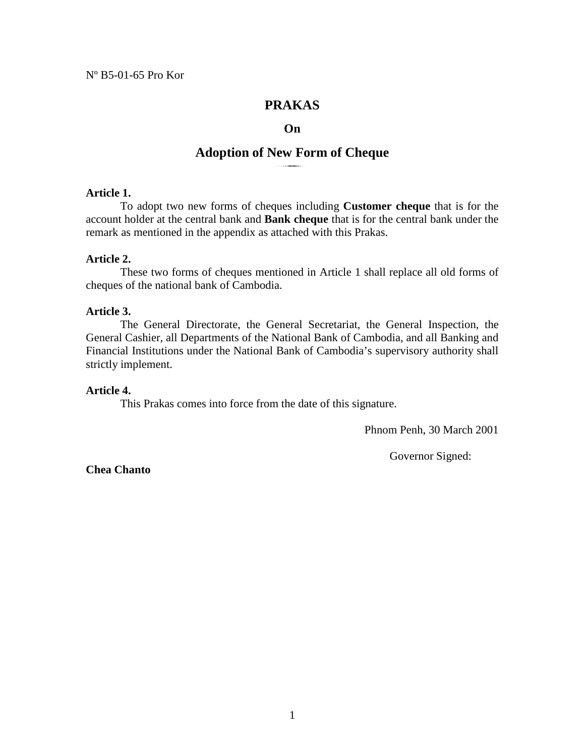Nº B5-01-65 Pro Kor

# PRAKAS

## On

## Adoption of New Form of Cheque

**Article 1.**

To adopt two new forms of cheques including **Customer cheque** that is for the account holder at the central bank and **Bank cheque** that is for the central bank under the remark as mentioned in the appendix as attached with this Prakas.

**Article 2.**

These two forms of cheques mentioned in Article 1 shall replace all old forms of cheques of the national bank of Cambodia.

**Article 3.**

The General Directorate, the General Secretariat, the General Inspection, the General Cashier, all Departments of the National Bank of Cambodia, and all Banking and Financial Institutions under the National Bank of Cambodia's supervisory authority shall strictly implement.

**Article 4.**

This Prakas comes into force from the date of this signature.

Phnom Penh, 30 March 2001

Governor Signed:

**Chea Chanto**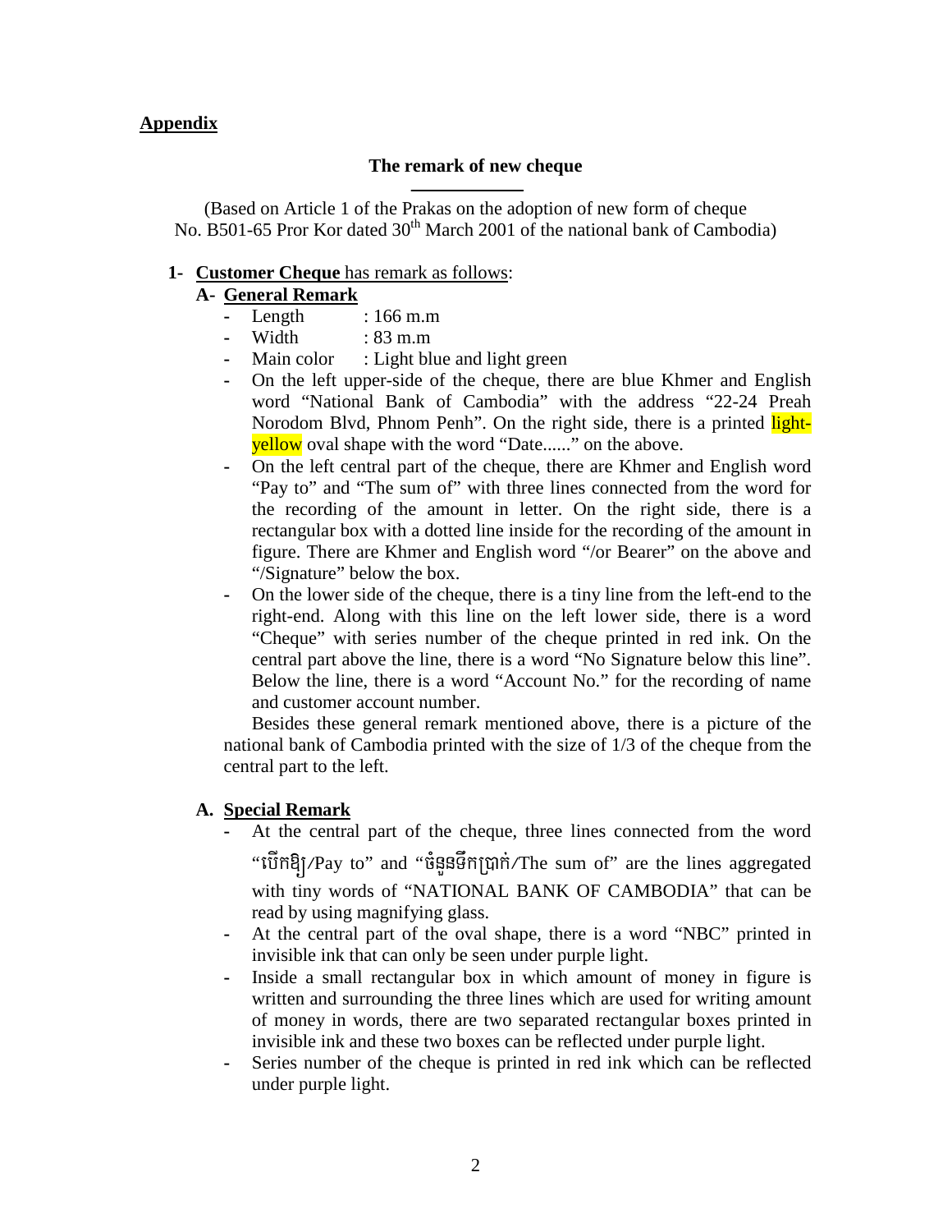**Appendix**

**The remark of new cheque**

(Based on Article 1 of the Prakas on the adoption of new form of cheque No. B501-65 Pror Kor dated 30th March 2001 of the national bank of Cambodia)

1- **Customer Cheque** has remark as follows:

A- **General Remark**

- Length : 166 m.m
- Width : 83 m.m
- Main color : Light blue and light green
- On the left upper-side of the cheque, there are blue Khmer and English word "National Bank of Cambodia" with the address "22-24 Preah Norodom Blvd, Phnom Penh". On the right side, there is a printed light-yellow oval shape with the word "Date......" on the above.
- On the left central part of the cheque, there are Khmer and English word "Pay to" and "The sum of" with three lines connected from the word for the recording of the amount in letter. On the right side, there is a rectangular box with a dotted line inside for the recording of the amount in figure. There are Khmer and English word "/or Bearer" on the above and "/Signature" below the box.
- On the lower side of the cheque, there is a tiny line from the left-end to the right-end. Along with this line on the left lower side, there is a word "Cheque" with series number of the cheque printed in red ink. On the central part above the line, there is a word "No Signature below this line". Below the line, there is a word "Account No." for the recording of name and customer account number.

Besides these general remark mentioned above, there is a picture of the national bank of Cambodia printed with the size of 1/3 of the cheque from the central part to the left.

A. **Special Remark**

- At the central part of the cheque, three lines connected from the word "បើកឱ្យ/Pay to" and "ចំនួនទឹកប្រាក់/The sum of" are the lines aggregated with tiny words of "NATIONAL BANK OF CAMBODIA" that can be read by using magnifying glass.
- At the central part of the oval shape, there is a word "NBC" printed in invisible ink that can only be seen under purple light.
- Inside a small rectangular box in which amount of money in figure is written and surrounding the three lines which are used for writing amount of money in words, there are two separated rectangular boxes printed in invisible ink and these two boxes can be reflected under purple light.
- Series number of the cheque is printed in red ink which can be reflected under purple light.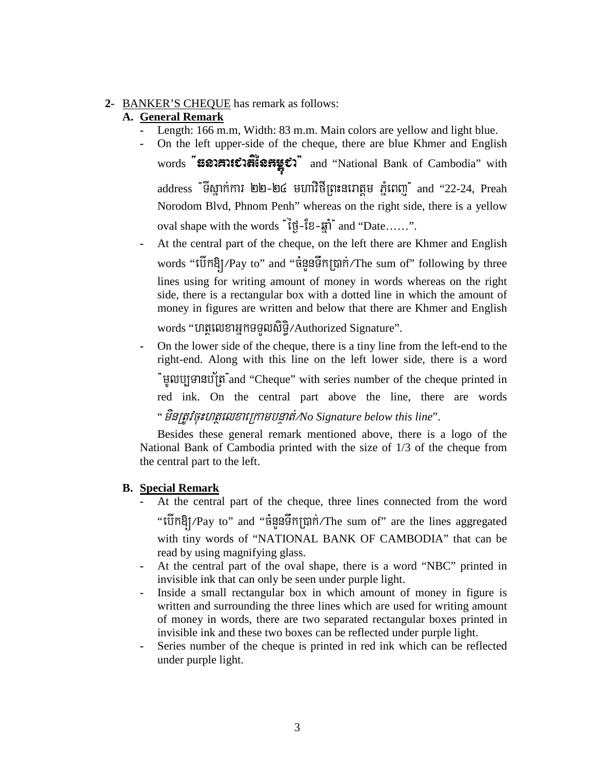**2-** <u>BANKER'S CHEQUE</u> has remark as follows:

**A. <u>General Remark</u>**

- Length: 166 m.m, Width: 83 m.m. Main colors are yellow and light blue.
- On the left upper-side of the cheque, there are blue Khmer and English words **"ធនាគារជាតិនៃកម្ពុជា"** and "National Bank of Cambodia" with address "ទីស្នាក់ការ ២២-២៤ មហាវិថីព្រះនរោត្តម ភ្នំពេញ" and "22-24, Preah Norodom Blvd, Phnom Penh" whereas on the right side, there is a yellow oval shape with the words "ថ្ងៃ-ខែ-ឆ្នាំ" and "Date……".
- At the central part of the cheque, on the left there are Khmer and English words "បើកឱ្យ/Pay to" and "ចំនួនទឹកប្រាក់/The sum of" following by three lines using for writing amount of money in words whereas on the right side, there is a rectangular box with a dotted line in which the amount of money in figures are written and below that there are Khmer and English words "ហត្ថលេខាអ្នកទទួលសិទ្ធិ/Authorized Signature".
- On the lower side of the cheque, there is a tiny line from the left-end to the right-end. Along with this line on the left lower side, there is a word "មូលប្បទានប័ត្រ"and "Cheque" with series number of the cheque printed in red ink. On the central part above the line, there are words "*មិនត្រូវចុះហត្ថលេខាក្រោមបន្ទាត់/No Signature below this line*".

Besides these general remark mentioned above, there is a logo of the National Bank of Cambodia printed with the size of 1/3 of the cheque from the central part to the left.

**B. <u>Special Remark</u>**

- At the central part of the cheque, three lines connected from the word "បើកឱ្យ/Pay to" and "ចំនួនទឹកប្រាក់/The sum of" are the lines aggregated with tiny words of "NATIONAL BANK OF CAMBODIA" that can be read by using magnifying glass.
- At the central part of the oval shape, there is a word "NBC" printed in invisible ink that can only be seen under purple light.
- Inside a small rectangular box in which amount of money in figure is written and surrounding the three lines which are used for writing amount of money in words, there are two separated rectangular boxes printed in invisible ink and these two boxes can be reflected under purple light.
- Series number of the cheque is printed in red ink which can be reflected under purple light.